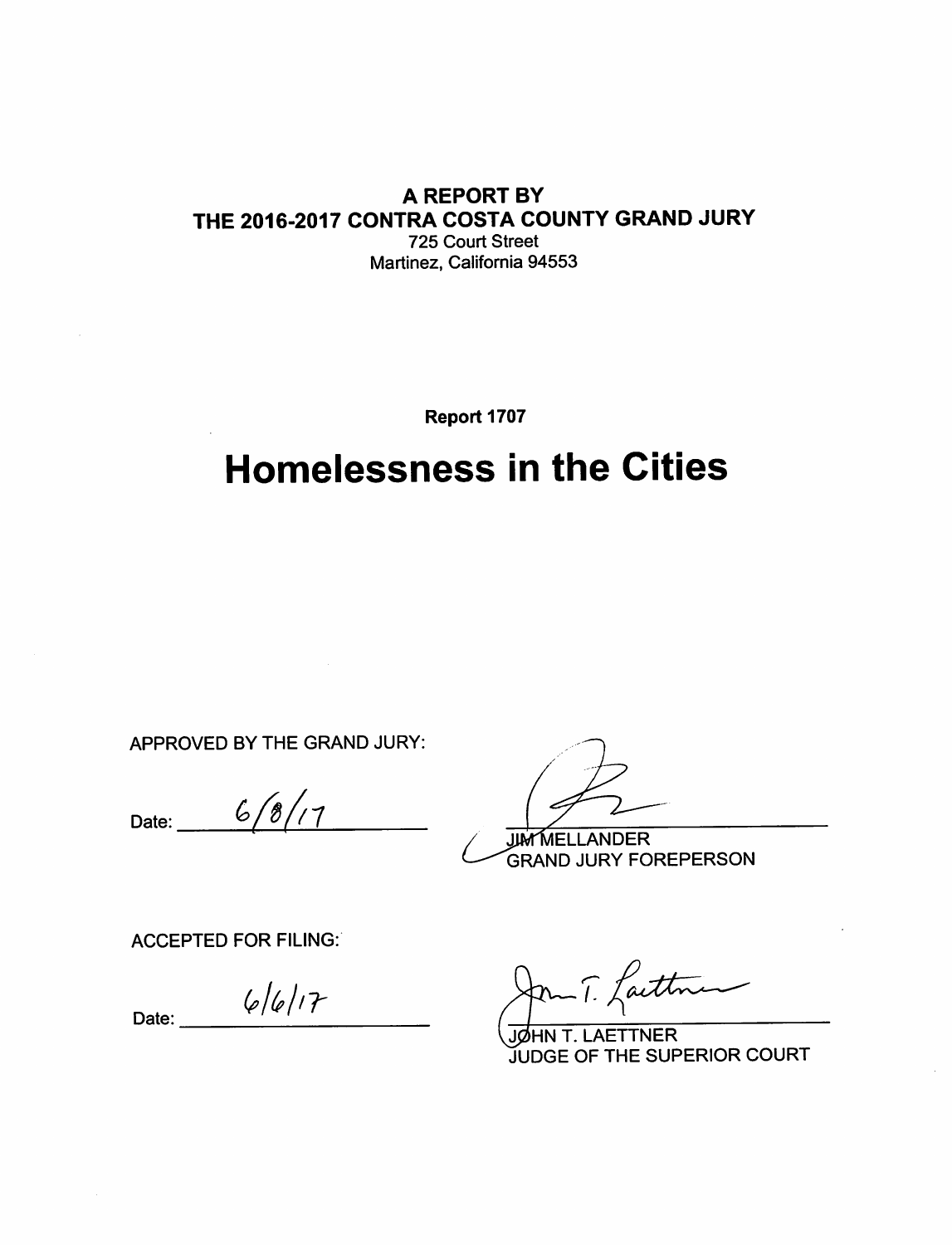**A REPORT BY**
**THE 2016-2017 CONTRA COSTA COUNTY GRAND JURY**
725 Court Street
Martinez, California 94553

**Report 1707**

# Homelessness in the Cities

APPROVED BY THE GRAND JURY:

Date: 6/8/17

JIM MELLANDER
GRAND JURY FOREPERSON

ACCEPTED FOR FILING:

Date: 6/6/17

JOHN T. LAETTNER
JUDGE OF THE SUPERIOR COURT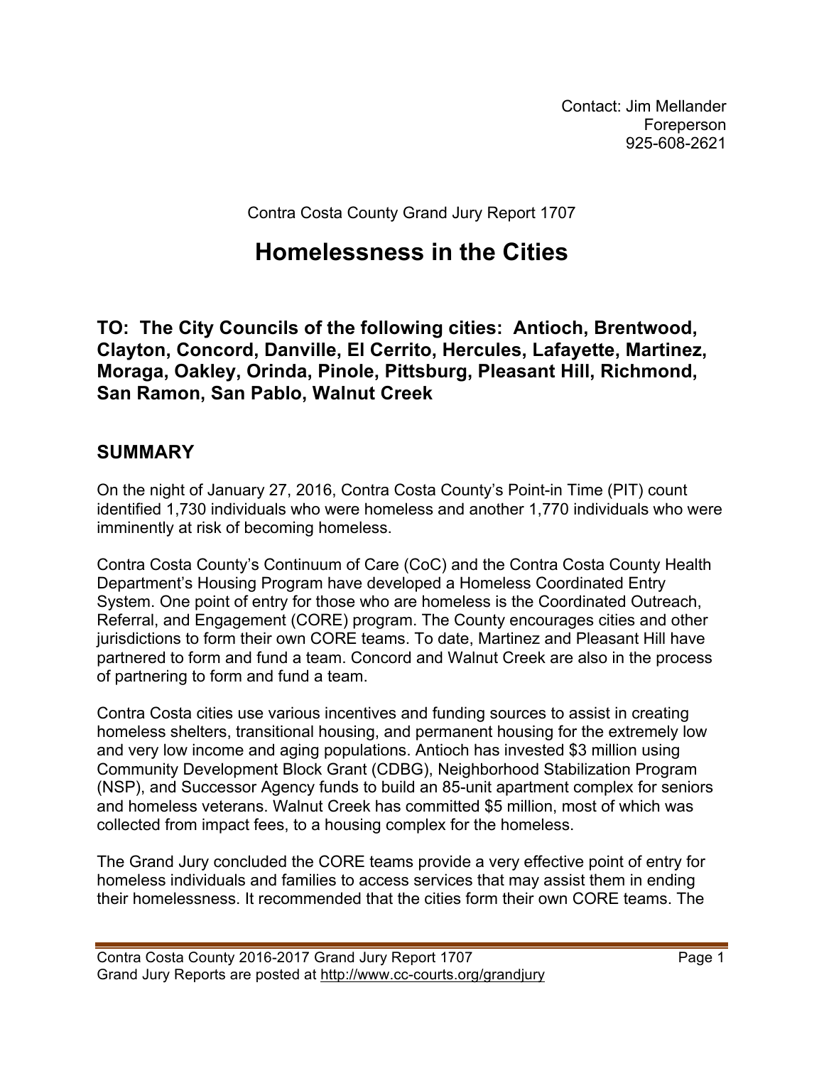Contact: Jim Mellander
Foreperson
925-608-2621

Contra Costa County Grand Jury Report 1707

# Homelessness in the Cities

## TO: The City Councils of the following cities: Antioch, Brentwood, Clayton, Concord, Danville, El Cerrito, Hercules, Lafayette, Martinez, Moraga, Oakley, Orinda, Pinole, Pittsburg, Pleasant Hill, Richmond, San Ramon, San Pablo, Walnut Creek

## SUMMARY

On the night of January 27, 2016, Contra Costa County's Point-in Time (PIT) count identified 1,730 individuals who were homeless and another 1,770 individuals who were imminently at risk of becoming homeless.

Contra Costa County's Continuum of Care (CoC) and the Contra Costa County Health Department's Housing Program have developed a Homeless Coordinated Entry System. One point of entry for those who are homeless is the Coordinated Outreach, Referral, and Engagement (CORE) program. The County encourages cities and other jurisdictions to form their own CORE teams. To date, Martinez and Pleasant Hill have partnered to form and fund a team. Concord and Walnut Creek are also in the process of partnering to form and fund a team.

Contra Costa cities use various incentives and funding sources to assist in creating homeless shelters, transitional housing, and permanent housing for the extremely low and very low income and aging populations. Antioch has invested $3 million using Community Development Block Grant (CDBG), Neighborhood Stabilization Program (NSP), and Successor Agency funds to build an 85-unit apartment complex for seniors and homeless veterans. Walnut Creek has committed $5 million, most of which was collected from impact fees, to a housing complex for the homeless.

The Grand Jury concluded the CORE teams provide a very effective point of entry for homeless individuals and families to access services that may assist them in ending their homelessness. It recommended that the cities form their own CORE teams. The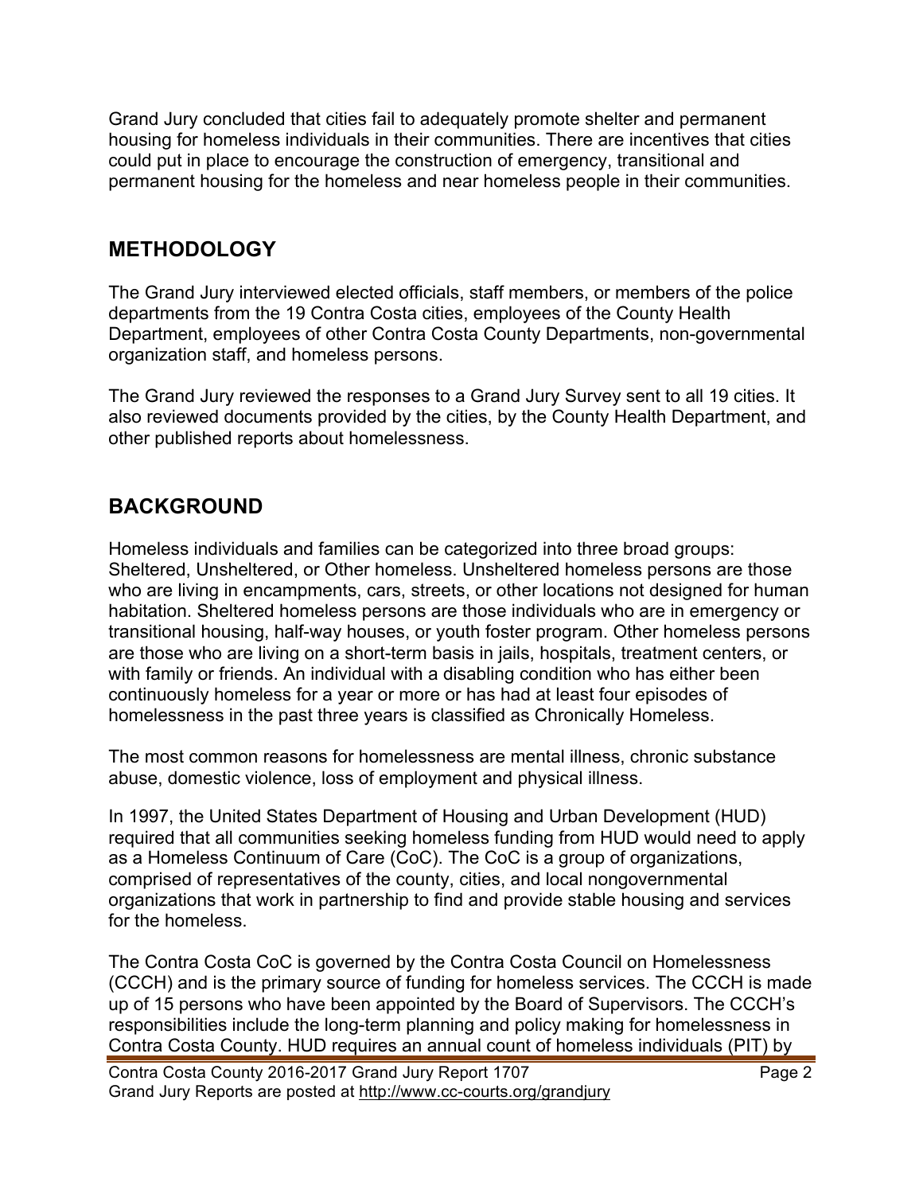Grand Jury concluded that cities fail to adequately promote shelter and permanent housing for homeless individuals in their communities. There are incentives that cities could put in place to encourage the construction of emergency, transitional and permanent housing for the homeless and near homeless people in their communities.

## METHODOLOGY

The Grand Jury interviewed elected officials, staff members, or members of the police departments from the 19 Contra Costa cities, employees of the County Health Department, employees of other Contra Costa County Departments, non-governmental organization staff, and homeless persons.

The Grand Jury reviewed the responses to a Grand Jury Survey sent to all 19 cities. It also reviewed documents provided by the cities, by the County Health Department, and other published reports about homelessness.

## BACKGROUND

Homeless individuals and families can be categorized into three broad groups: Sheltered, Unsheltered, or Other homeless. Unsheltered homeless persons are those who are living in encampments, cars, streets, or other locations not designed for human habitation. Sheltered homeless persons are those individuals who are in emergency or transitional housing, half-way houses, or youth foster program. Other homeless persons are those who are living on a short-term basis in jails, hospitals, treatment centers, or with family or friends. An individual with a disabling condition who has either been continuously homeless for a year or more or has had at least four episodes of homelessness in the past three years is classified as Chronically Homeless.

The most common reasons for homelessness are mental illness, chronic substance abuse, domestic violence, loss of employment and physical illness.

In 1997, the United States Department of Housing and Urban Development (HUD) required that all communities seeking homeless funding from HUD would need to apply as a Homeless Continuum of Care (CoC). The CoC is a group of organizations, comprised of representatives of the county, cities, and local nongovernmental organizations that work in partnership to find and provide stable housing and services for the homeless.

The Contra Costa CoC is governed by the Contra Costa Council on Homelessness (CCCH) and is the primary source of funding for homeless services. The CCCH is made up of 15 persons who have been appointed by the Board of Supervisors. The CCCH's responsibilities include the long-term planning and policy making for homelessness in Contra Costa County. HUD requires an annual count of homeless individuals (PIT) by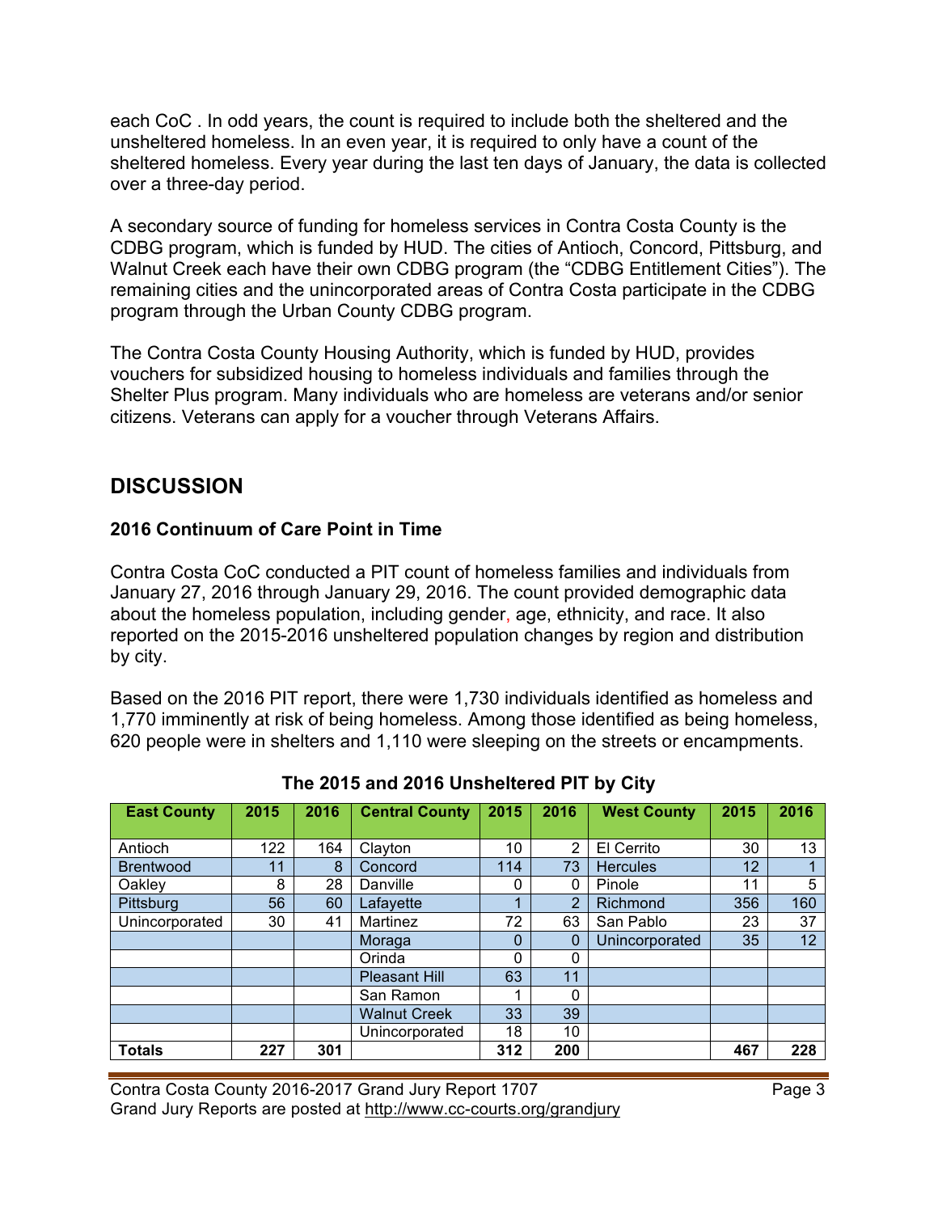each CoC . In odd years, the count is required to include both the sheltered and the unsheltered homeless. In an even year, it is required to only have a count of the sheltered homeless. Every year during the last ten days of January, the data is collected over a three-day period.

A secondary source of funding for homeless services in Contra Costa County is the CDBG program, which is funded by HUD. The cities of Antioch, Concord, Pittsburg, and Walnut Creek each have their own CDBG program (the "CDBG Entitlement Cities"). The remaining cities and the unincorporated areas of Contra Costa participate in the CDBG program through the Urban County CDBG program.

The Contra Costa County Housing Authority, which is funded by HUD, provides vouchers for subsidized housing to homeless individuals and families through the Shelter Plus program. Many individuals who are homeless are veterans and/or senior citizens. Veterans can apply for a voucher through Veterans Affairs.

## DISCUSSION

### 2016 Continuum of Care Point in Time

Contra Costa CoC conducted a PIT count of homeless families and individuals from January 27, 2016 through January 29, 2016. The count provided demographic data about the homeless population, including gender, age, ethnicity, and race. It also reported on the 2015-2016 unsheltered population changes by region and distribution by city.

Based on the 2016 PIT report, there were 1,730 individuals identified as homeless and 1,770 imminently at risk of being homeless. Among those identified as being homeless, 620 people were in shelters and 1,110 were sleeping on the streets or encampments.

**The 2015 and 2016 Unsheltered PIT by City**

| East County | 2015 | 2016 | Central County | 2015 | 2016 | West County | 2015 | 2016 |
|---|---|---|---|---|---|---|---|---|
| Antioch | 122 | 164 | Clayton | 10 | 2 | El Cerrito | 30 | 13 |
| Brentwood | 11 | 8 | Concord | 114 | 73 | Hercules | 12 | 1 |
| Oakley | 8 | 28 | Danville | 0 | 0 | Pinole | 11 | 5 |
| Pittsburg | 56 | 60 | Lafayette | 1 | 2 | Richmond | 356 | 160 |
| Unincorporated | 30 | 41 | Martinez | 72 | 63 | San Pablo | 23 | 37 |
| | | | Moraga | 0 | 0 | Unincorporated | 35 | 12 |
| | | | Orinda | 0 | 0 | | | |
| | | | Pleasant Hill | 63 | 11 | | | |
| | | | San Ramon | 1 | 0 | | | |
| | | | Walnut Creek | 33 | 39 | | | |
| | | | Unincorporated | 18 | 10 | | | |
| **Totals** | **227** | **301** | | **312** | **200** | | **467** | **228** |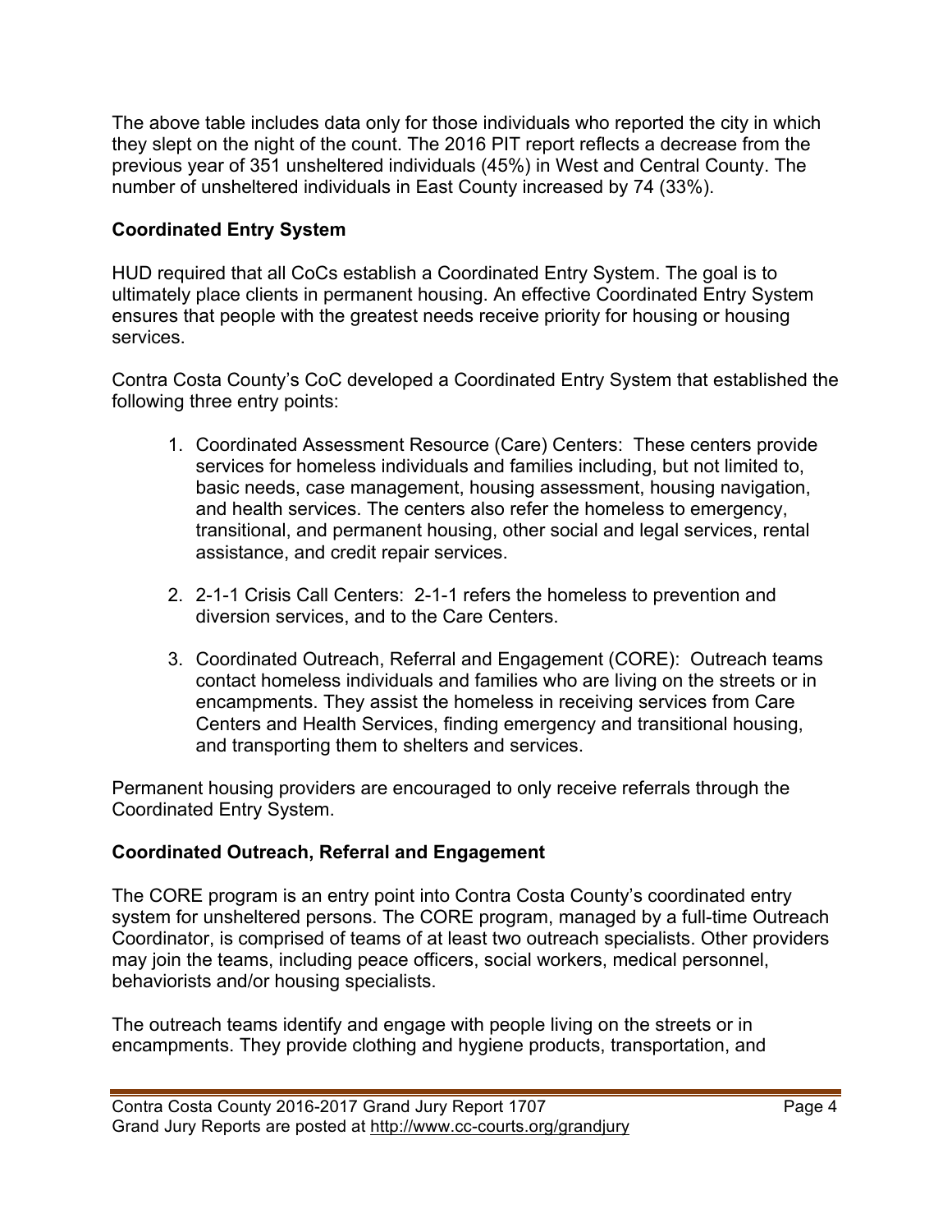The above table includes data only for those individuals who reported the city in which they slept on the night of the count. The 2016 PIT report reflects a decrease from the previous year of 351 unsheltered individuals (45%) in West and Central County. The number of unsheltered individuals in East County increased by 74 (33%).

**Coordinated Entry System**

HUD required that all CoCs establish a Coordinated Entry System. The goal is to ultimately place clients in permanent housing. An effective Coordinated Entry System ensures that people with the greatest needs receive priority for housing or housing services.

Contra Costa County's CoC developed a Coordinated Entry System that established the following three entry points:

1. Coordinated Assessment Resource (Care) Centers: These centers provide services for homeless individuals and families including, but not limited to, basic needs, case management, housing assessment, housing navigation, and health services. The centers also refer the homeless to emergency, transitional, and permanent housing, other social and legal services, rental assistance, and credit repair services.

2. 2-1-1 Crisis Call Centers: 2-1-1 refers the homeless to prevention and diversion services, and to the Care Centers.

3. Coordinated Outreach, Referral and Engagement (CORE): Outreach teams contact homeless individuals and families who are living on the streets or in encampments. They assist the homeless in receiving services from Care Centers and Health Services, finding emergency and transitional housing, and transporting them to shelters and services.

Permanent housing providers are encouraged to only receive referrals through the Coordinated Entry System.

**Coordinated Outreach, Referral and Engagement**

The CORE program is an entry point into Contra Costa County's coordinated entry system for unsheltered persons. The CORE program, managed by a full-time Outreach Coordinator, is comprised of teams of at least two outreach specialists. Other providers may join the teams, including peace officers, social workers, medical personnel, behaviorists and/or housing specialists.

The outreach teams identify and engage with people living on the streets or in encampments. They provide clothing and hygiene products, transportation, and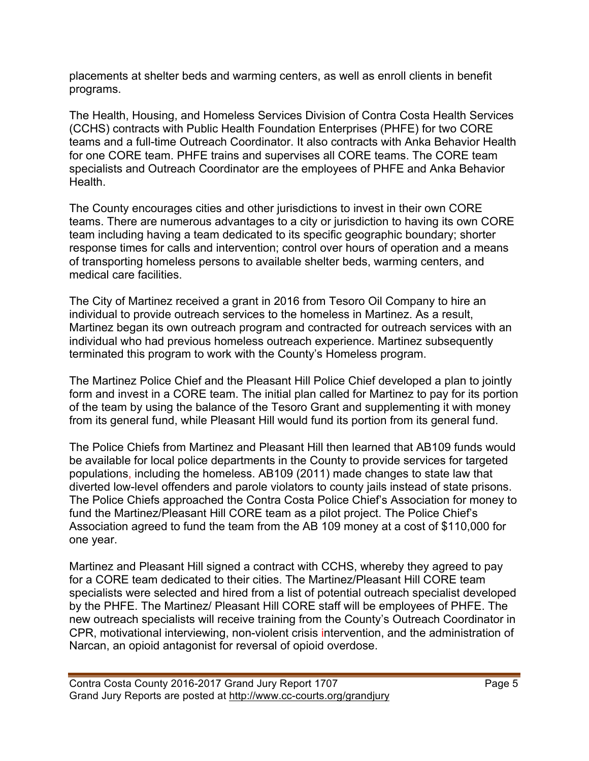placements at shelter beds and warming centers, as well as enroll clients in benefit programs.

The Health, Housing, and Homeless Services Division of Contra Costa Health Services (CCHS) contracts with Public Health Foundation Enterprises (PHFE) for two CORE teams and a full-time Outreach Coordinator. It also contracts with Anka Behavior Health for one CORE team. PHFE trains and supervises all CORE teams. The CORE team specialists and Outreach Coordinator are the employees of PHFE and Anka Behavior Health.

The County encourages cities and other jurisdictions to invest in their own CORE teams. There are numerous advantages to a city or jurisdiction to having its own CORE team including having a team dedicated to its specific geographic boundary; shorter response times for calls and intervention; control over hours of operation and a means of transporting homeless persons to available shelter beds, warming centers, and medical care facilities.

The City of Martinez received a grant in 2016 from Tesoro Oil Company to hire an individual to provide outreach services to the homeless in Martinez. As a result, Martinez began its own outreach program and contracted for outreach services with an individual who had previous homeless outreach experience. Martinez subsequently terminated this program to work with the County's Homeless program.

The Martinez Police Chief and the Pleasant Hill Police Chief developed a plan to jointly form and invest in a CORE team. The initial plan called for Martinez to pay for its portion of the team by using the balance of the Tesoro Grant and supplementing it with money from its general fund, while Pleasant Hill would fund its portion from its general fund.

The Police Chiefs from Martinez and Pleasant Hill then learned that AB109 funds would be available for local police departments in the County to provide services for targeted populations, including the homeless. AB109 (2011) made changes to state law that diverted low-level offenders and parole violators to county jails instead of state prisons. The Police Chiefs approached the Contra Costa Police Chief's Association for money to fund the Martinez/Pleasant Hill CORE team as a pilot project. The Police Chief's Association agreed to fund the team from the AB 109 money at a cost of $110,000 for one year.

Martinez and Pleasant Hill signed a contract with CCHS, whereby they agreed to pay for a CORE team dedicated to their cities. The Martinez/Pleasant Hill CORE team specialists were selected and hired from a list of potential outreach specialist developed by the PHFE. The Martinez/ Pleasant Hill CORE staff will be employees of PHFE. The new outreach specialists will receive training from the County's Outreach Coordinator in CPR, motivational interviewing, non-violent crisis intervention, and the administration of Narcan, an opioid antagonist for reversal of opioid overdose.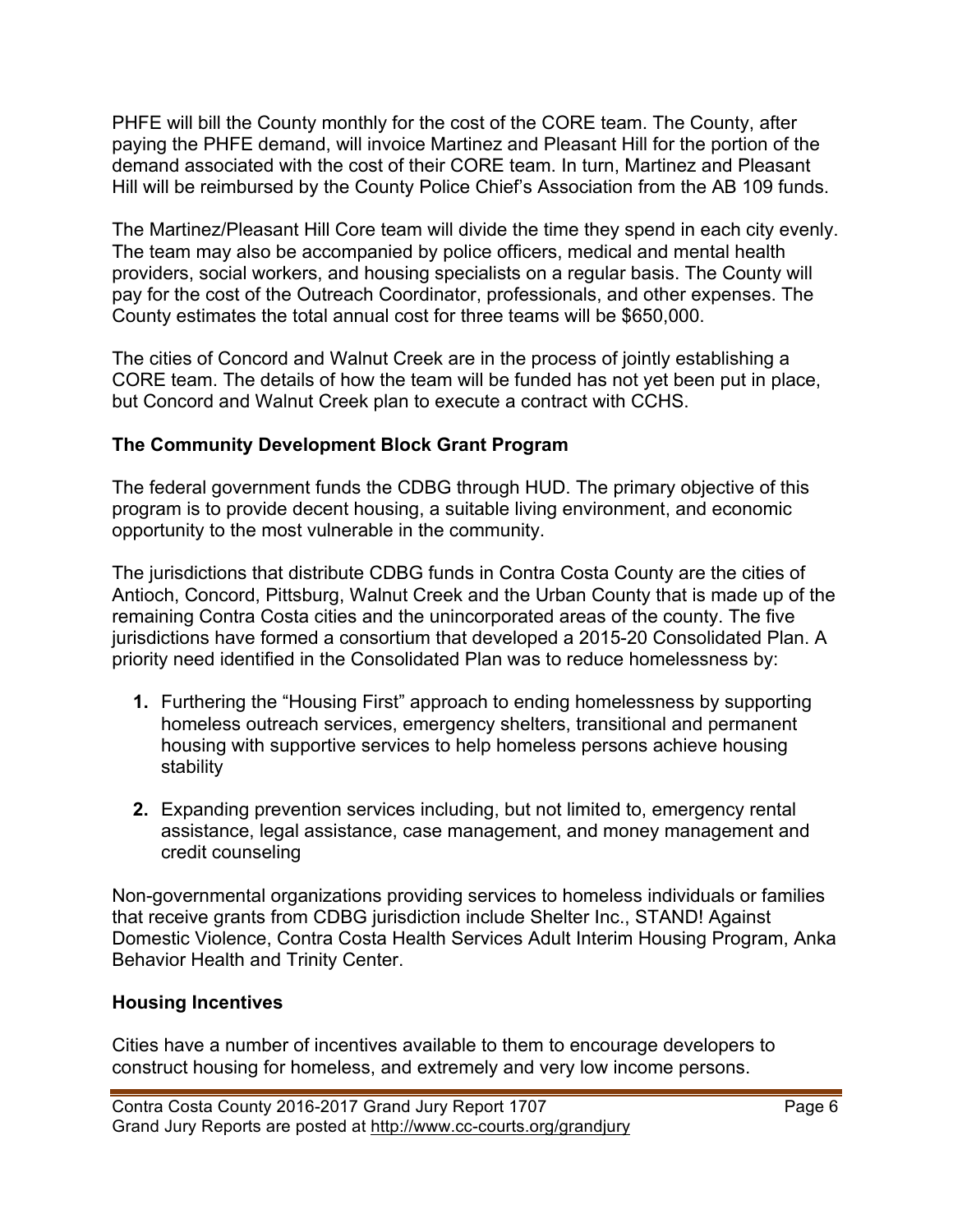PHFE will bill the County monthly for the cost of the CORE team. The County, after paying the PHFE demand, will invoice Martinez and Pleasant Hill for the portion of the demand associated with the cost of their CORE team. In turn, Martinez and Pleasant Hill will be reimbursed by the County Police Chief's Association from the AB 109 funds.

The Martinez/Pleasant Hill Core team will divide the time they spend in each city evenly. The team may also be accompanied by police officers, medical and mental health providers, social workers, and housing specialists on a regular basis. The County will pay for the cost of the Outreach Coordinator, professionals, and other expenses. The County estimates the total annual cost for three teams will be $650,000.

The cities of Concord and Walnut Creek are in the process of jointly establishing a CORE team. The details of how the team will be funded has not yet been put in place, but Concord and Walnut Creek plan to execute a contract with CCHS.

**The Community Development Block Grant Program**

The federal government funds the CDBG through HUD. The primary objective of this program is to provide decent housing, a suitable living environment, and economic opportunity to the most vulnerable in the community.

The jurisdictions that distribute CDBG funds in Contra Costa County are the cities of Antioch, Concord, Pittsburg, Walnut Creek and the Urban County that is made up of the remaining Contra Costa cities and the unincorporated areas of the county. The five jurisdictions have formed a consortium that developed a 2015-20 Consolidated Plan. A priority need identified in the Consolidated Plan was to reduce homelessness by:

1. Furthering the "Housing First" approach to ending homelessness by supporting homeless outreach services, emergency shelters, transitional and permanent housing with supportive services to help homeless persons achieve housing stability

2. Expanding prevention services including, but not limited to, emergency rental assistance, legal assistance, case management, and money management and credit counseling

Non-governmental organizations providing services to homeless individuals or families that receive grants from CDBG jurisdiction include Shelter Inc., STAND! Against Domestic Violence, Contra Costa Health Services Adult Interim Housing Program, Anka Behavior Health and Trinity Center.

**Housing Incentives**

Cities have a number of incentives available to them to encourage developers to construct housing for homeless, and extremely and very low income persons.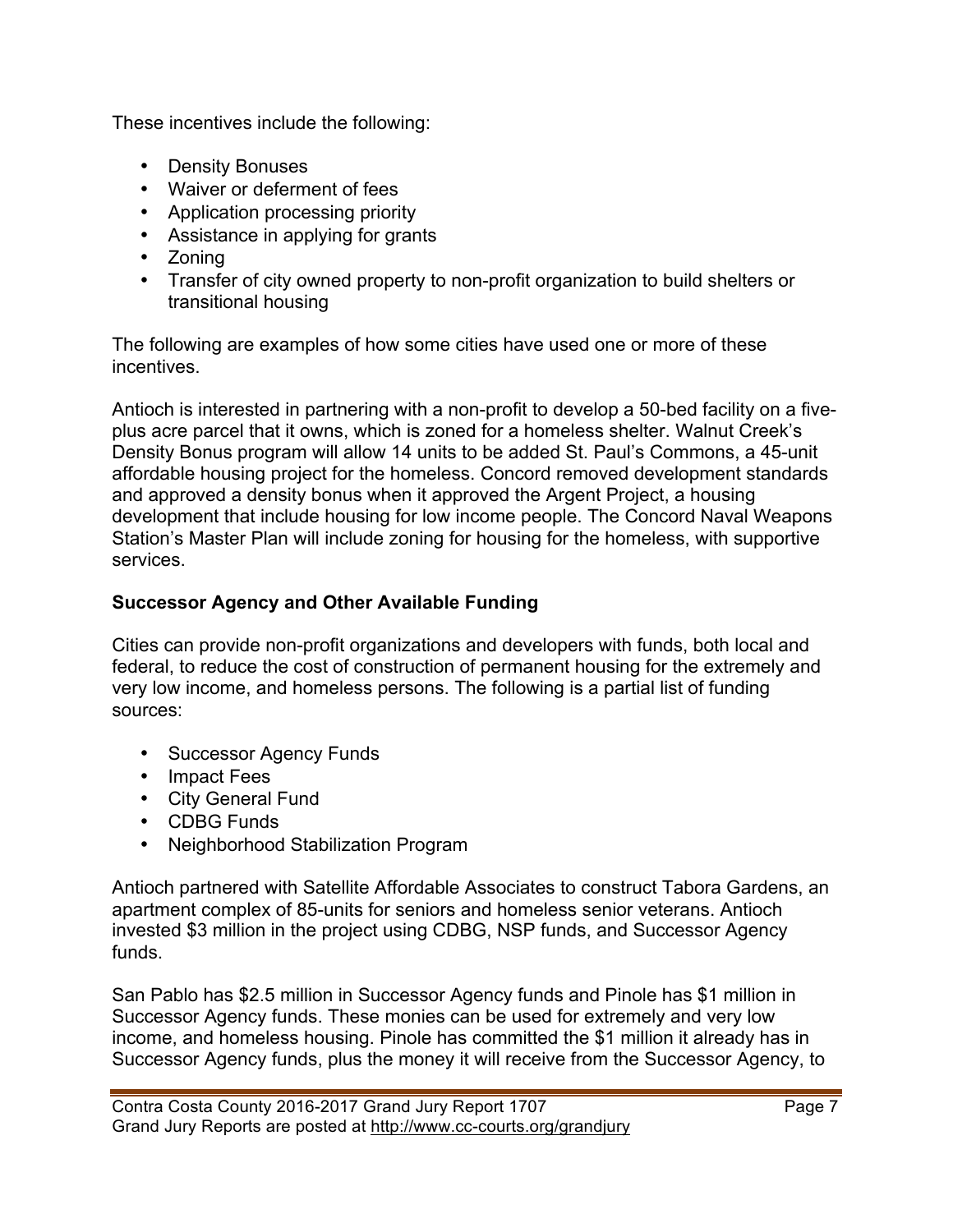These incentives include the following:

- Density Bonuses
- Waiver or deferment of fees
- Application processing priority
- Assistance in applying for grants
- Zoning
- Transfer of city owned property to non-profit organization to build shelters or transitional housing

The following are examples of how some cities have used one or more of these incentives.

Antioch is interested in partnering with a non-profit to develop a 50-bed facility on a five-plus acre parcel that it owns, which is zoned for a homeless shelter. Walnut Creek's Density Bonus program will allow 14 units to be added St. Paul's Commons, a 45-unit affordable housing project for the homeless. Concord removed development standards and approved a density bonus when it approved the Argent Project, a housing development that include housing for low income people. The Concord Naval Weapons Station's Master Plan will include zoning for housing for the homeless, with supportive services.

**Successor Agency and Other Available Funding**

Cities can provide non-profit organizations and developers with funds, both local and federal, to reduce the cost of construction of permanent housing for the extremely and very low income, and homeless persons. The following is a partial list of funding sources:

- Successor Agency Funds
- Impact Fees
- City General Fund
- CDBG Funds
- Neighborhood Stabilization Program

Antioch partnered with Satellite Affordable Associates to construct Tabora Gardens, an apartment complex of 85-units for seniors and homeless senior veterans. Antioch invested $3 million in the project using CDBG, NSP funds, and Successor Agency funds.

San Pablo has $2.5 million in Successor Agency funds and Pinole has $1 million in Successor Agency funds. These monies can be used for extremely and very low income, and homeless housing. Pinole has committed the $1 million it already has in Successor Agency funds, plus the money it will receive from the Successor Agency, to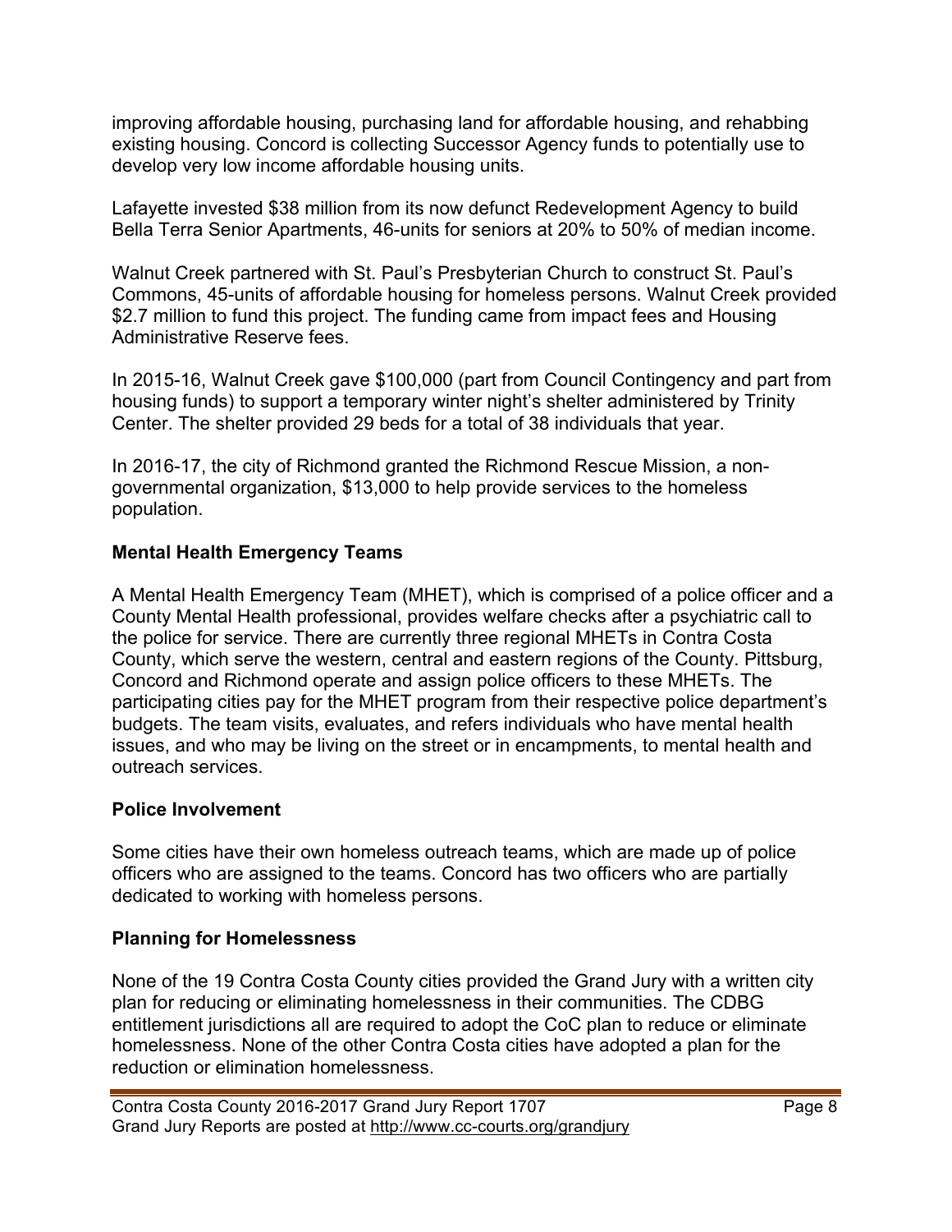improving affordable housing, purchasing land for affordable housing, and rehabbing existing housing. Concord is collecting Successor Agency funds to potentially use to develop very low income affordable housing units.

Lafayette invested $38 million from its now defunct Redevelopment Agency to build Bella Terra Senior Apartments, 46-units for seniors at 20% to 50% of median income.

Walnut Creek partnered with St. Paul's Presbyterian Church to construct St. Paul's Commons, 45-units of affordable housing for homeless persons. Walnut Creek provided $2.7 million to fund this project. The funding came from impact fees and Housing Administrative Reserve fees.

In 2015-16, Walnut Creek gave $100,000 (part from Council Contingency and part from housing funds) to support a temporary winter night's shelter administered by Trinity Center. The shelter provided 29 beds for a total of 38 individuals that year.

In 2016-17, the city of Richmond granted the Richmond Rescue Mission, a non-governmental organization, $13,000 to help provide services to the homeless population.

### Mental Health Emergency Teams

A Mental Health Emergency Team (MHET), which is comprised of a police officer and a County Mental Health professional, provides welfare checks after a psychiatric call to the police for service. There are currently three regional MHETs in Contra Costa County, which serve the western, central and eastern regions of the County. Pittsburg, Concord and Richmond operate and assign police officers to these MHETs. The participating cities pay for the MHET program from their respective police department's budgets. The team visits, evaluates, and refers individuals who have mental health issues, and who may be living on the street or in encampments, to mental health and outreach services.

### Police Involvement

Some cities have their own homeless outreach teams, which are made up of police officers who are assigned to the teams. Concord has two officers who are partially dedicated to working with homeless persons.

### Planning for Homelessness

None of the 19 Contra Costa County cities provided the Grand Jury with a written city plan for reducing or eliminating homelessness in their communities. The CDBG entitlement jurisdictions all are required to adopt the CoC plan to reduce or eliminate homelessness. None of the other Contra Costa cities have adopted a plan for the reduction or elimination homelessness.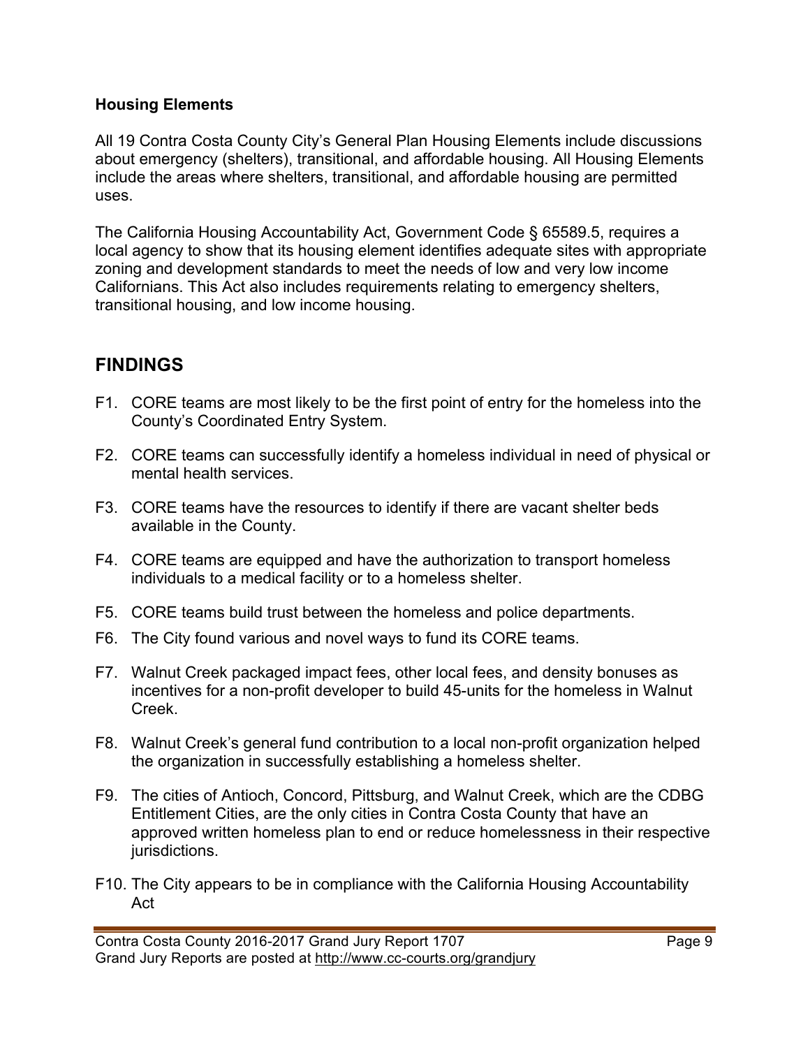### Housing Elements

All 19 Contra Costa County City's General Plan Housing Elements include discussions about emergency (shelters), transitional, and affordable housing. All Housing Elements include the areas where shelters, transitional, and affordable housing are permitted uses.

The California Housing Accountability Act, Government Code § 65589.5, requires a local agency to show that its housing element identifies adequate sites with appropriate zoning and development standards to meet the needs of low and very low income Californians. This Act also includes requirements relating to emergency shelters, transitional housing, and low income housing.

## FINDINGS

F1. CORE teams are most likely to be the first point of entry for the homeless into the County's Coordinated Entry System.

F2. CORE teams can successfully identify a homeless individual in need of physical or mental health services.

F3. CORE teams have the resources to identify if there are vacant shelter beds available in the County.

F4. CORE teams are equipped and have the authorization to transport homeless individuals to a medical facility or to a homeless shelter.

F5. CORE teams build trust between the homeless and police departments.

F6. The City found various and novel ways to fund its CORE teams.

F7. Walnut Creek packaged impact fees, other local fees, and density bonuses as incentives for a non-profit developer to build 45-units for the homeless in Walnut Creek.

F8. Walnut Creek's general fund contribution to a local non-profit organization helped the organization in successfully establishing a homeless shelter.

F9. The cities of Antioch, Concord, Pittsburg, and Walnut Creek, which are the CDBG Entitlement Cities, are the only cities in Contra Costa County that have an approved written homeless plan to end or reduce homelessness in their respective jurisdictions.

F10. The City appears to be in compliance with the California Housing Accountability Act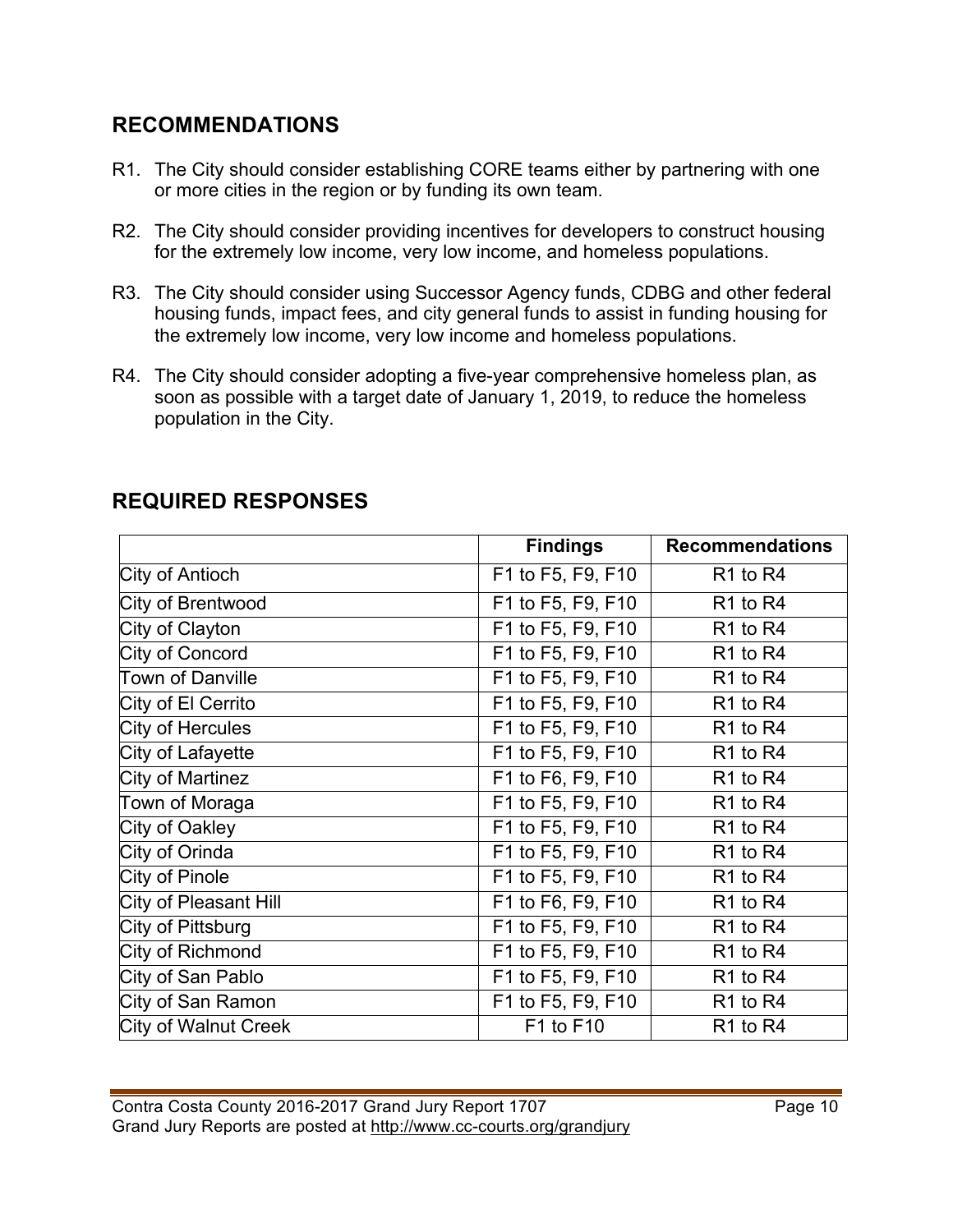## RECOMMENDATIONS

R1. The City should consider establishing CORE teams either by partnering with one or more cities in the region or by funding its own team.

R2. The City should consider providing incentives for developers to construct housing for the extremely low income, very low income, and homeless populations.

R3. The City should consider using Successor Agency funds, CDBG and other federal housing funds, impact fees, and city general funds to assist in funding housing for the extremely low income, very low income and homeless populations.

R4. The City should consider adopting a five-year comprehensive homeless plan, as soon as possible with a target date of January 1, 2019, to reduce the homeless population in the City.

## REQUIRED RESPONSES

| | Findings | Recommendations |
|---|---|---|
| City of Antioch | F1 to F5, F9, F10 | R1 to R4 |
| City of Brentwood | F1 to F5, F9, F10 | R1 to R4 |
| City of Clayton | F1 to F5, F9, F10 | R1 to R4 |
| City of Concord | F1 to F5, F9, F10 | R1 to R4 |
| Town of Danville | F1 to F5, F9, F10 | R1 to R4 |
| City of El Cerrito | F1 to F5, F9, F10 | R1 to R4 |
| City of Hercules | F1 to F5, F9, F10 | R1 to R4 |
| City of Lafayette | F1 to F5, F9, F10 | R1 to R4 |
| City of Martinez | F1 to F6, F9, F10 | R1 to R4 |
| Town of Moraga | F1 to F5, F9, F10 | R1 to R4 |
| City of Oakley | F1 to F5, F9, F10 | R1 to R4 |
| City of Orinda | F1 to F5, F9, F10 | R1 to R4 |
| City of Pinole | F1 to F5, F9, F10 | R1 to R4 |
| City of Pleasant Hill | F1 to F6, F9, F10 | R1 to R4 |
| City of Pittsburg | F1 to F5, F9, F10 | R1 to R4 |
| City of Richmond | F1 to F5, F9, F10 | R1 to R4 |
| City of San Pablo | F1 to F5, F9, F10 | R1 to R4 |
| City of San Ramon | F1 to F5, F9, F10 | R1 to R4 |
| City of Walnut Creek | F1 to F10 | R1 to R4 |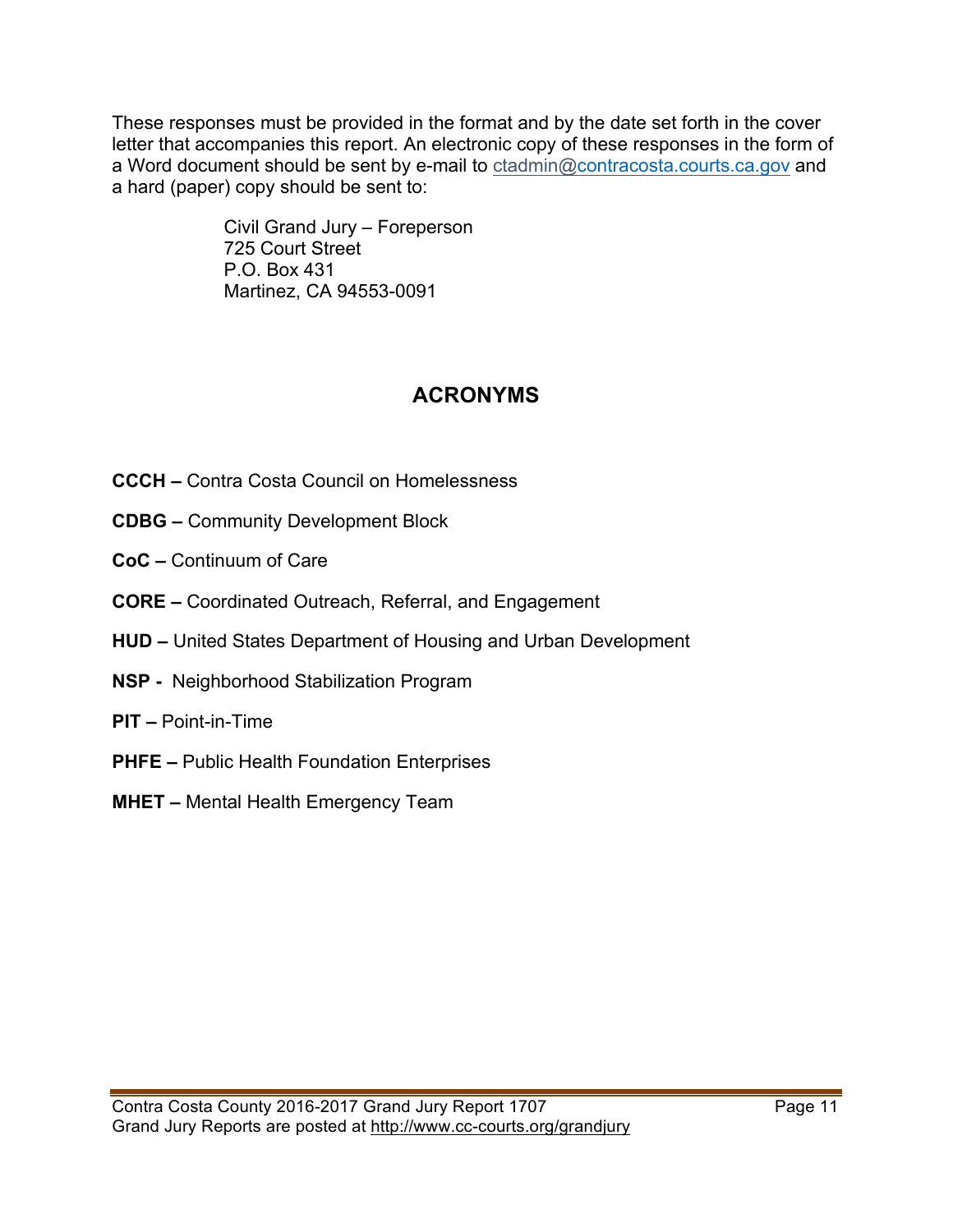These responses must be provided in the format and by the date set forth in the cover letter that accompanies this report. An electronic copy of these responses in the form of a Word document should be sent by e-mail to ctadmin@contracosta.courts.ca.gov and a hard (paper) copy should be sent to:

Civil Grand Jury – Foreperson
725 Court Street
P.O. Box 431
Martinez, CA 94553-0091

## ACRONYMS

**CCCH –** Contra Costa Council on Homelessness

**CDBG –** Community Development Block

**CoC –** Continuum of Care

**CORE –** Coordinated Outreach, Referral, and Engagement

**HUD –** United States Department of Housing and Urban Development

**NSP -** Neighborhood Stabilization Program

**PIT –** Point-in-Time

**PHFE –** Public Health Foundation Enterprises

**MHET –** Mental Health Emergency Team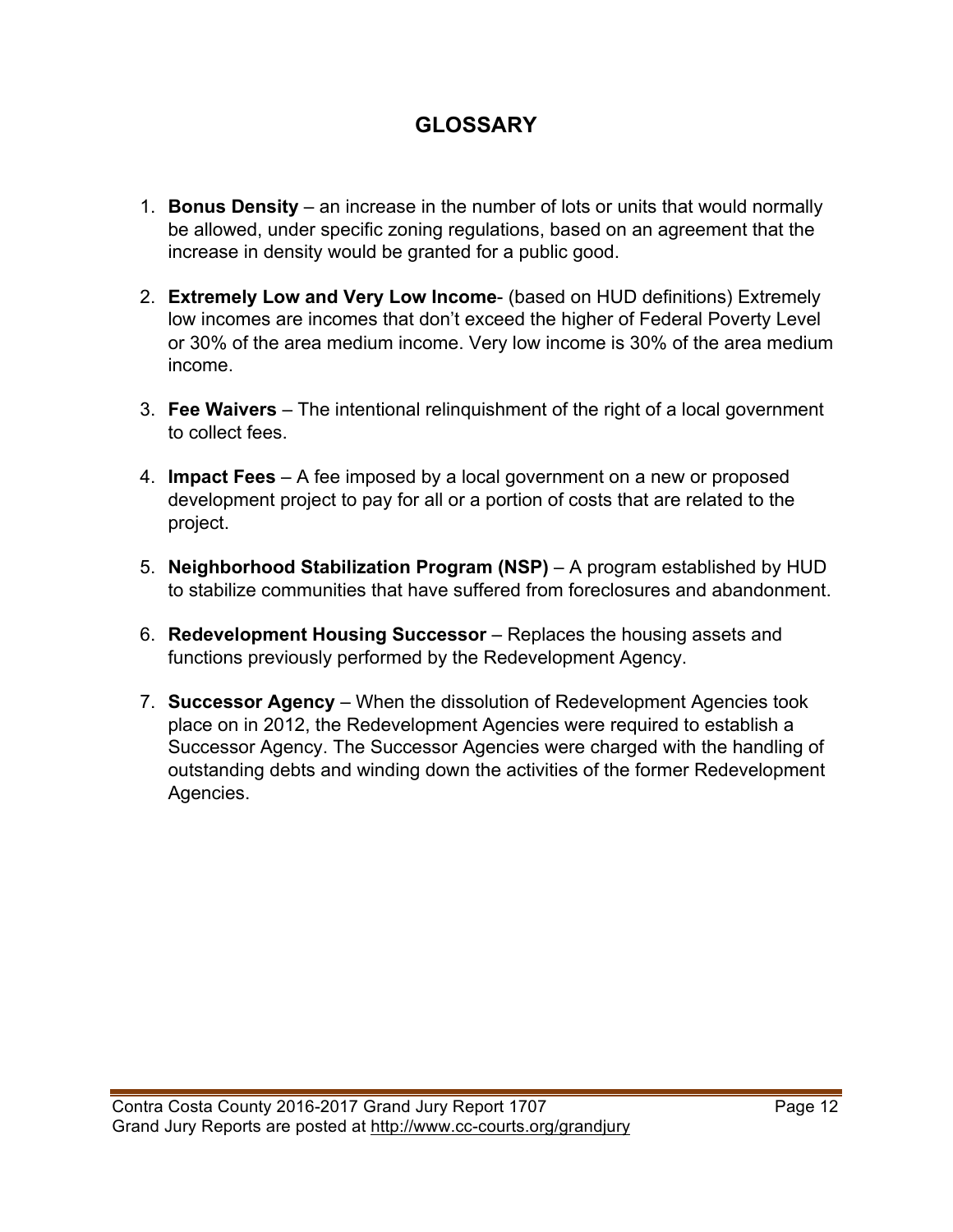# GLOSSARY

1. **Bonus Density** – an increase in the number of lots or units that would normally be allowed, under specific zoning regulations, based on an agreement that the increase in density would be granted for a public good.

2. **Extremely Low and Very Low Income**- (based on HUD definitions) Extremely low incomes are incomes that don't exceed the higher of Federal Poverty Level or 30% of the area medium income. Very low income is 30% of the area medium income.

3. **Fee Waivers** – The intentional relinquishment of the right of a local government to collect fees.

4. **Impact Fees** – A fee imposed by a local government on a new or proposed development project to pay for all or a portion of costs that are related to the project.

5. **Neighborhood Stabilization Program (NSP)** – A program established by HUD to stabilize communities that have suffered from foreclosures and abandonment.

6. **Redevelopment Housing Successor** – Replaces the housing assets and functions previously performed by the Redevelopment Agency.

7. **Successor Agency** – When the dissolution of Redevelopment Agencies took place on in 2012, the Redevelopment Agencies were required to establish a Successor Agency. The Successor Agencies were charged with the handling of outstanding debts and winding down the activities of the former Redevelopment Agencies.